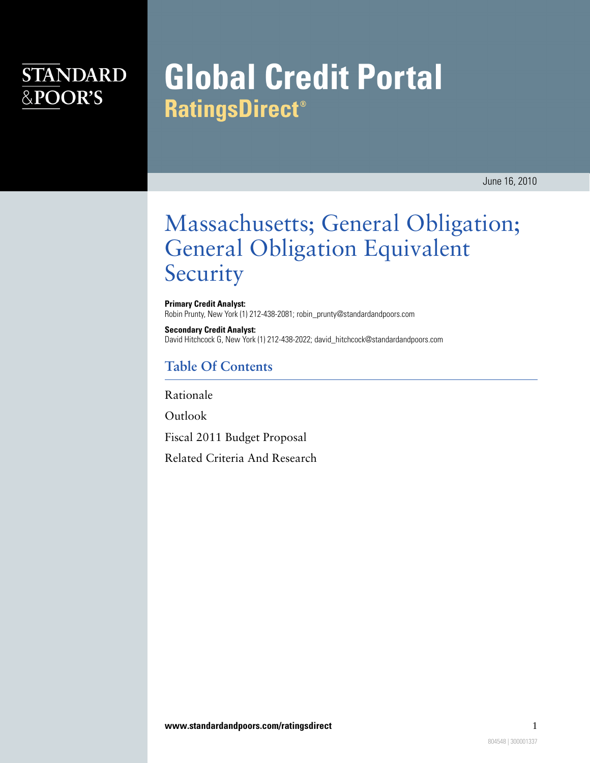STANDARD &POOR'S

# Global Credit Portal
## RatingsDirect®

June 16, 2010

# Massachusetts; General Obligation; General Obligation Equivalent Security

**Primary Credit Analyst:**
Robin Prunty, New York (1) 212-438-2081; robin_prunty@standardandpoors.com

**Secondary Credit Analyst:**
David Hitchcock G, New York (1) 212-438-2022; david_hitchcock@standardandpoors.com

## Table Of Contents

Rationale

Outlook

Fiscal 2011 Budget Proposal

Related Criteria And Research

www.standardandpoors.com/ratingsdirect

804548 | 300001337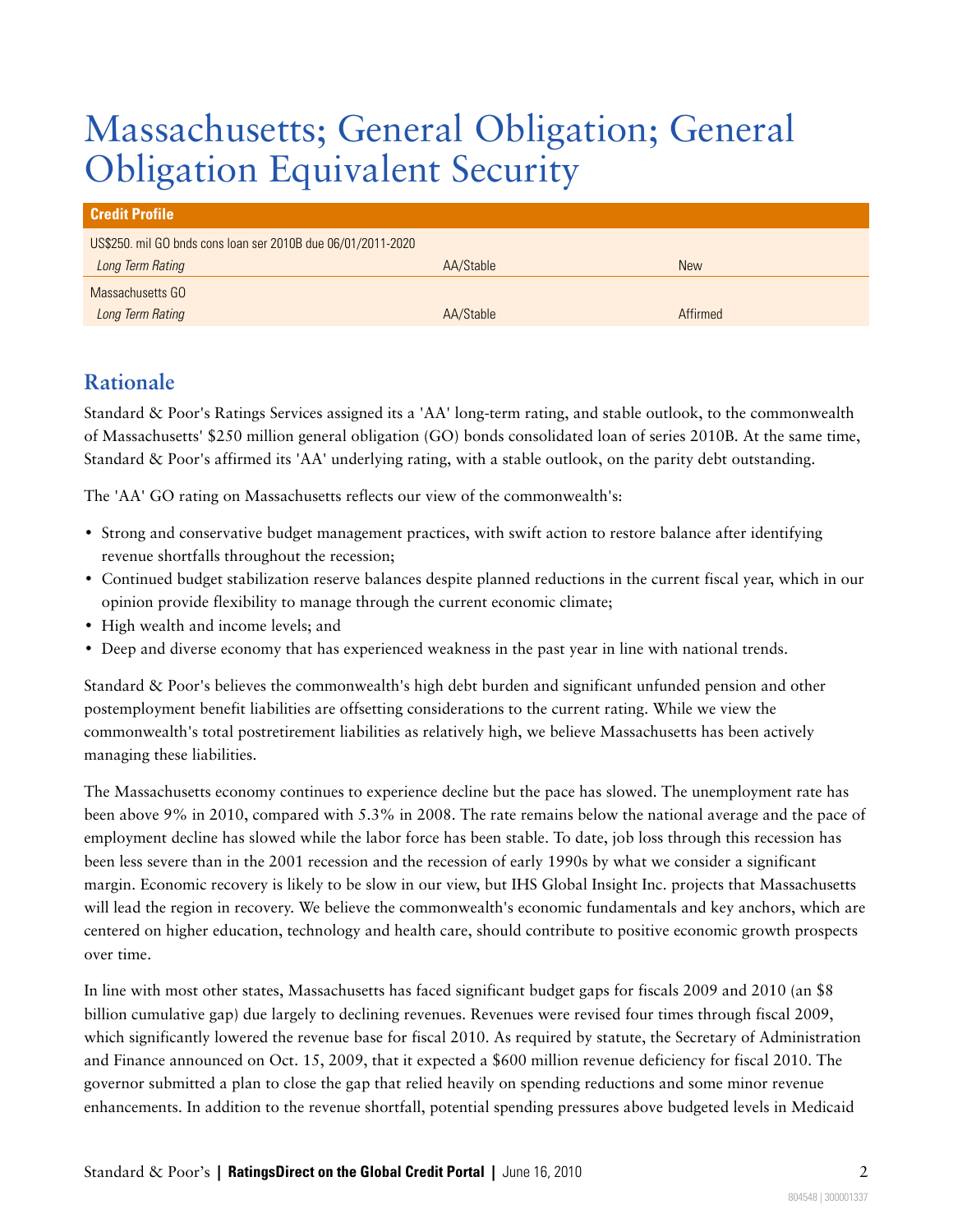# Massachusetts; General Obligation; General Obligation Equivalent Security

| Credit Profile | | |
|---|---|---|
| US$250. mil GO bnds cons loan ser 2010B due 06/01/2011-2020 | | |
| *Long Term Rating* | AA/Stable | New |
| Massachusetts GO | | |
| *Long Term Rating* | AA/Stable | Affirmed |

## Rationale

Standard & Poor's Ratings Services assigned its a 'AA' long-term rating, and stable outlook, to the commonwealth of Massachusetts' $250 million general obligation (GO) bonds consolidated loan of series 2010B. At the same time, Standard & Poor's affirmed its 'AA' underlying rating, with a stable outlook, on the parity debt outstanding.

The 'AA' GO rating on Massachusetts reflects our view of the commonwealth's:

- Strong and conservative budget management practices, with swift action to restore balance after identifying revenue shortfalls throughout the recession;
- Continued budget stabilization reserve balances despite planned reductions in the current fiscal year, which in our opinion provide flexibility to manage through the current economic climate;
- High wealth and income levels; and
- Deep and diverse economy that has experienced weakness in the past year in line with national trends.

Standard & Poor's believes the commonwealth's high debt burden and significant unfunded pension and other postemployment benefit liabilities are offsetting considerations to the current rating. While we view the commonwealth's total postretirement liabilities as relatively high, we believe Massachusetts has been actively managing these liabilities.

The Massachusetts economy continues to experience decline but the pace has slowed. The unemployment rate has been above 9% in 2010, compared with 5.3% in 2008. The rate remains below the national average and the pace of employment decline has slowed while the labor force has been stable. To date, job loss through this recession has been less severe than in the 2001 recession and the recession of early 1990s by what we consider a significant margin. Economic recovery is likely to be slow in our view, but IHS Global Insight Inc. projects that Massachusetts will lead the region in recovery. We believe the commonwealth's economic fundamentals and key anchors, which are centered on higher education, technology and health care, should contribute to positive economic growth prospects over time.

In line with most other states, Massachusetts has faced significant budget gaps for fiscals 2009 and 2010 (an $8 billion cumulative gap) due largely to declining revenues. Revenues were revised four times through fiscal 2009, which significantly lowered the revenue base for fiscal 2010. As required by statute, the Secretary of Administration and Finance announced on Oct. 15, 2009, that it expected a $600 million revenue deficiency for fiscal 2010. The governor submitted a plan to close the gap that relied heavily on spending reductions and some minor revenue enhancements. In addition to the revenue shortfall, potential spending pressures above budgeted levels in Medicaid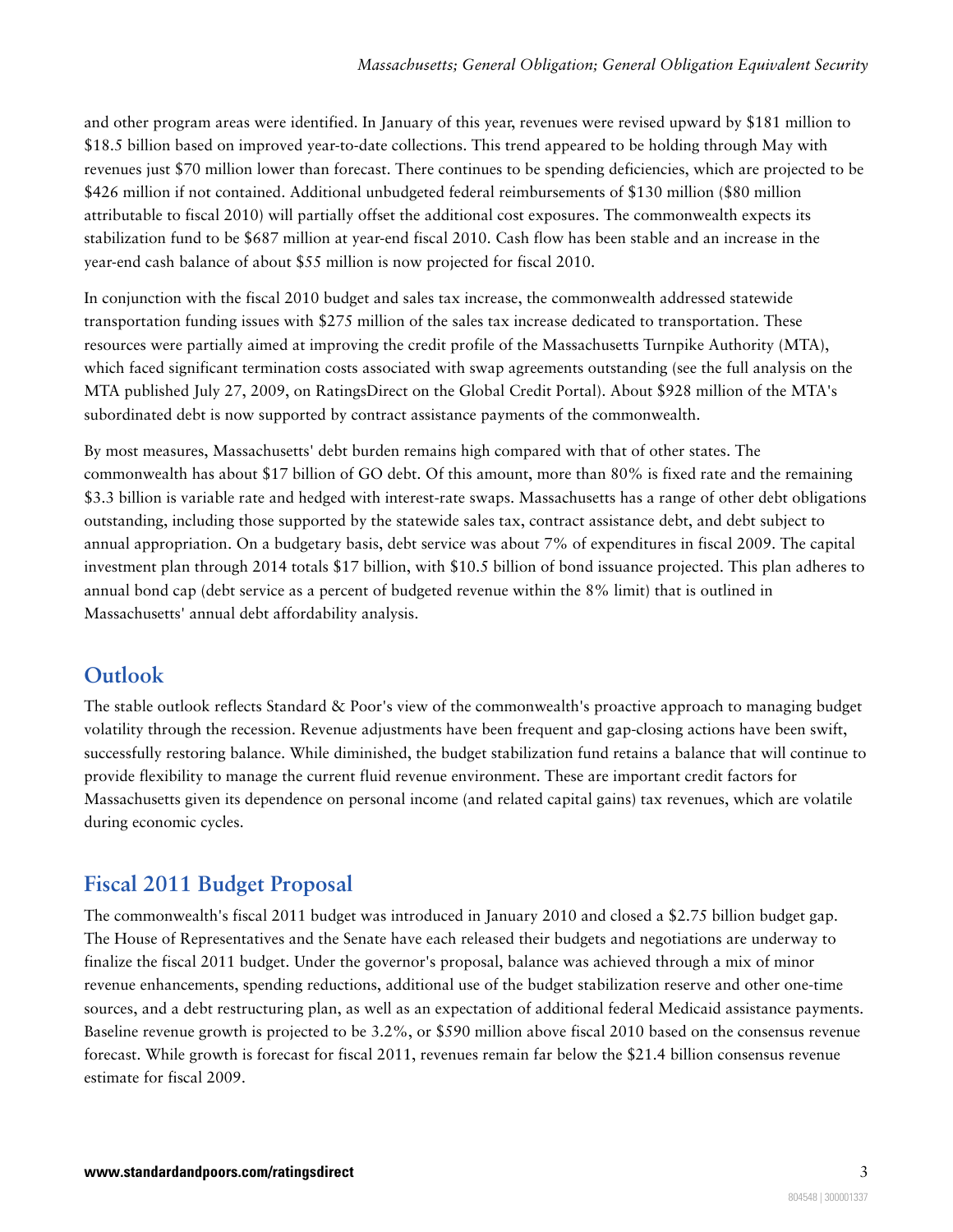and other program areas were identified. In January of this year, revenues were revised upward by $181 million to $18.5 billion based on improved year-to-date collections. This trend appeared to be holding through May with revenues just $70 million lower than forecast. There continues to be spending deficiencies, which are projected to be $426 million if not contained. Additional unbudgeted federal reimbursements of $130 million ($80 million attributable to fiscal 2010) will partially offset the additional cost exposures. The commonwealth expects its stabilization fund to be $687 million at year-end fiscal 2010. Cash flow has been stable and an increase in the year-end cash balance of about $55 million is now projected for fiscal 2010.

In conjunction with the fiscal 2010 budget and sales tax increase, the commonwealth addressed statewide transportation funding issues with $275 million of the sales tax increase dedicated to transportation. These resources were partially aimed at improving the credit profile of the Massachusetts Turnpike Authority (MTA), which faced significant termination costs associated with swap agreements outstanding (see the full analysis on the MTA published July 27, 2009, on RatingsDirect on the Global Credit Portal). About $928 million of the MTA's subordinated debt is now supported by contract assistance payments of the commonwealth.

By most measures, Massachusetts' debt burden remains high compared with that of other states. The commonwealth has about $17 billion of GO debt. Of this amount, more than 80% is fixed rate and the remaining $3.3 billion is variable rate and hedged with interest-rate swaps. Massachusetts has a range of other debt obligations outstanding, including those supported by the statewide sales tax, contract assistance debt, and debt subject to annual appropriation. On a budgetary basis, debt service was about 7% of expenditures in fiscal 2009. The capital investment plan through 2014 totals $17 billion, with $10.5 billion of bond issuance projected. This plan adheres to annual bond cap (debt service as a percent of budgeted revenue within the 8% limit) that is outlined in Massachusetts' annual debt affordability analysis.

## Outlook

The stable outlook reflects Standard & Poor's view of the commonwealth's proactive approach to managing budget volatility through the recession. Revenue adjustments have been frequent and gap-closing actions have been swift, successfully restoring balance. While diminished, the budget stabilization fund retains a balance that will continue to provide flexibility to manage the current fluid revenue environment. These are important credit factors for Massachusetts given its dependence on personal income (and related capital gains) tax revenues, which are volatile during economic cycles.

## Fiscal 2011 Budget Proposal

The commonwealth's fiscal 2011 budget was introduced in January 2010 and closed a $2.75 billion budget gap. The House of Representatives and the Senate have each released their budgets and negotiations are underway to finalize the fiscal 2011 budget. Under the governor's proposal, balance was achieved through a mix of minor revenue enhancements, spending reductions, additional use of the budget stabilization reserve and other one-time sources, and a debt restructuring plan, as well as an expectation of additional federal Medicaid assistance payments. Baseline revenue growth is projected to be 3.2%, or $590 million above fiscal 2010 based on the consensus revenue forecast. While growth is forecast for fiscal 2011, revenues remain far below the $21.4 billion consensus revenue estimate for fiscal 2009.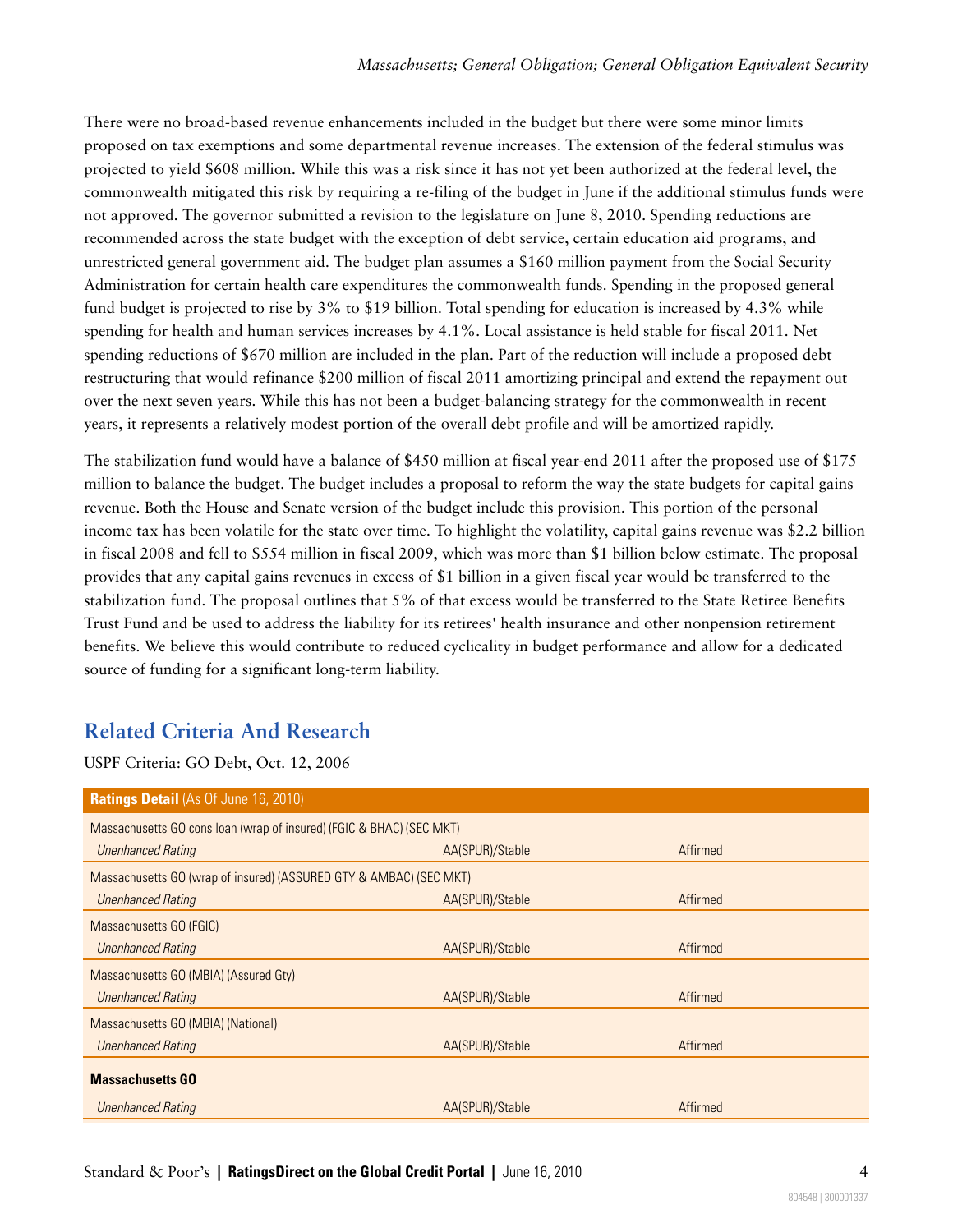There were no broad-based revenue enhancements included in the budget but there were some minor limits proposed on tax exemptions and some departmental revenue increases. The extension of the federal stimulus was projected to yield $608 million. While this was a risk since it has not yet been authorized at the federal level, the commonwealth mitigated this risk by requiring a re-filing of the budget in June if the additional stimulus funds were not approved. The governor submitted a revision to the legislature on June 8, 2010. Spending reductions are recommended across the state budget with the exception of debt service, certain education aid programs, and unrestricted general government aid. The budget plan assumes a $160 million payment from the Social Security Administration for certain health care expenditures the commonwealth funds. Spending in the proposed general fund budget is projected to rise by 3% to $19 billion. Total spending for education is increased by 4.3% while spending for health and human services increases by 4.1%. Local assistance is held stable for fiscal 2011. Net spending reductions of $670 million are included in the plan. Part of the reduction will include a proposed debt restructuring that would refinance $200 million of fiscal 2011 amortizing principal and extend the repayment out over the next seven years. While this has not been a budget-balancing strategy for the commonwealth in recent years, it represents a relatively modest portion of the overall debt profile and will be amortized rapidly.

The stabilization fund would have a balance of $450 million at fiscal year-end 2011 after the proposed use of $175 million to balance the budget. The budget includes a proposal to reform the way the state budgets for capital gains revenue. Both the House and Senate version of the budget include this provision. This portion of the personal income tax has been volatile for the state over time. To highlight the volatility, capital gains revenue was $2.2 billion in fiscal 2008 and fell to $554 million in fiscal 2009, which was more than $1 billion below estimate. The proposal provides that any capital gains revenues in excess of $1 billion in a given fiscal year would be transferred to the stabilization fund. The proposal outlines that 5% of that excess would be transferred to the State Retiree Benefits Trust Fund and be used to address the liability for its retirees' health insurance and other nonpension retirement benefits. We believe this would contribute to reduced cyclicality in budget performance and allow for a dedicated source of funding for a significant long-term liability.

## Related Criteria And Research

USPF Criteria: GO Debt, Oct. 12, 2006

| **Ratings Detail** (As Of June 16, 2010) | | |
|---|---|---|
| Massachusetts GO cons loan (wrap of insured) (FGIC & BHAC) (SEC MKT) | | |
| *Unenhanced Rating* | AA(SPUR)/Stable | Affirmed |
| Massachusetts GO (wrap of insured) (ASSURED GTY & AMBAC) (SEC MKT) | | |
| *Unenhanced Rating* | AA(SPUR)/Stable | Affirmed |
| Massachusetts GO (FGIC) | | |
| *Unenhanced Rating* | AA(SPUR)/Stable | Affirmed |
| Massachusetts GO (MBIA) (Assured Gty) | | |
| *Unenhanced Rating* | AA(SPUR)/Stable | Affirmed |
| Massachusetts GO (MBIA) (National) | | |
| *Unenhanced Rating* | AA(SPUR)/Stable | Affirmed |
| **Massachusetts GO** | | |
| *Unenhanced Rating* | AA(SPUR)/Stable | Affirmed |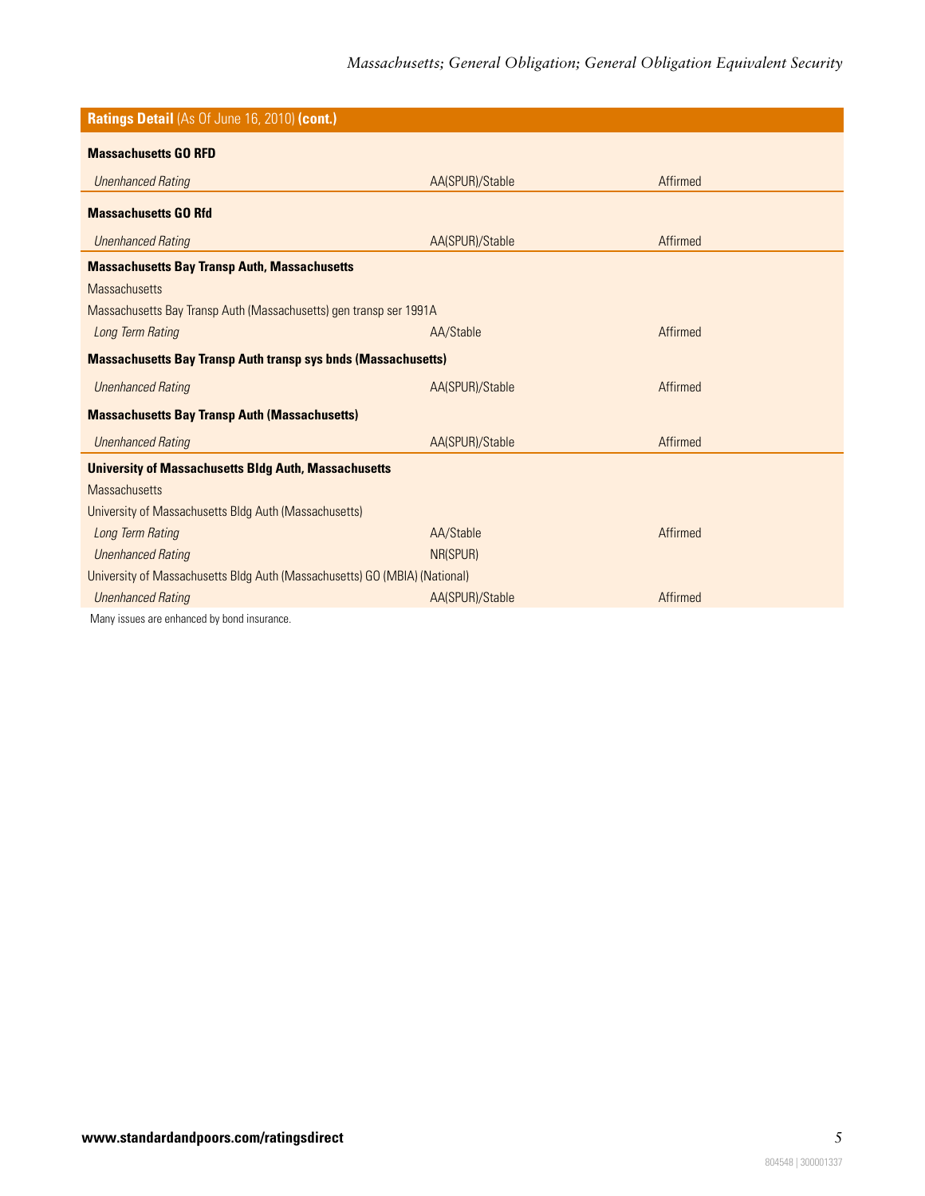| Ratings Detail (As Of June 16, 2010) (cont.) | | |
|---|---|---|
| **Massachusetts GO RFD** | | |
| *Unenhanced Rating* | AA(SPUR)/Stable | Affirmed |
| **Massachusetts GO Rfd** | | |
| *Unenhanced Rating* | AA(SPUR)/Stable | Affirmed |
| **Massachusetts Bay Transp Auth, Massachusetts** | | |
| Massachusetts | | |
| Massachusetts Bay Transp Auth (Massachusetts) gen transp ser 1991A | | |
| *Long Term Rating* | AA/Stable | Affirmed |
| **Massachusetts Bay Transp Auth transp sys bnds (Massachusetts)** | | |
| *Unenhanced Rating* | AA(SPUR)/Stable | Affirmed |
| **Massachusetts Bay Transp Auth (Massachusetts)** | | |
| *Unenhanced Rating* | AA(SPUR)/Stable | Affirmed |
| **University of Massachusetts Bldg Auth, Massachusetts** | | |
| Massachusetts | | |
| University of Massachusetts Bldg Auth (Massachusetts) | | |
| *Long Term Rating* | AA/Stable | Affirmed |
| *Unenhanced Rating* | NR(SPUR) | |
| University of Massachusetts Bldg Auth (Massachusetts) GO (MBIA) (National) | | |
| *Unenhanced Rating* | AA(SPUR)/Stable | Affirmed |

Many issues are enhanced by bond insurance.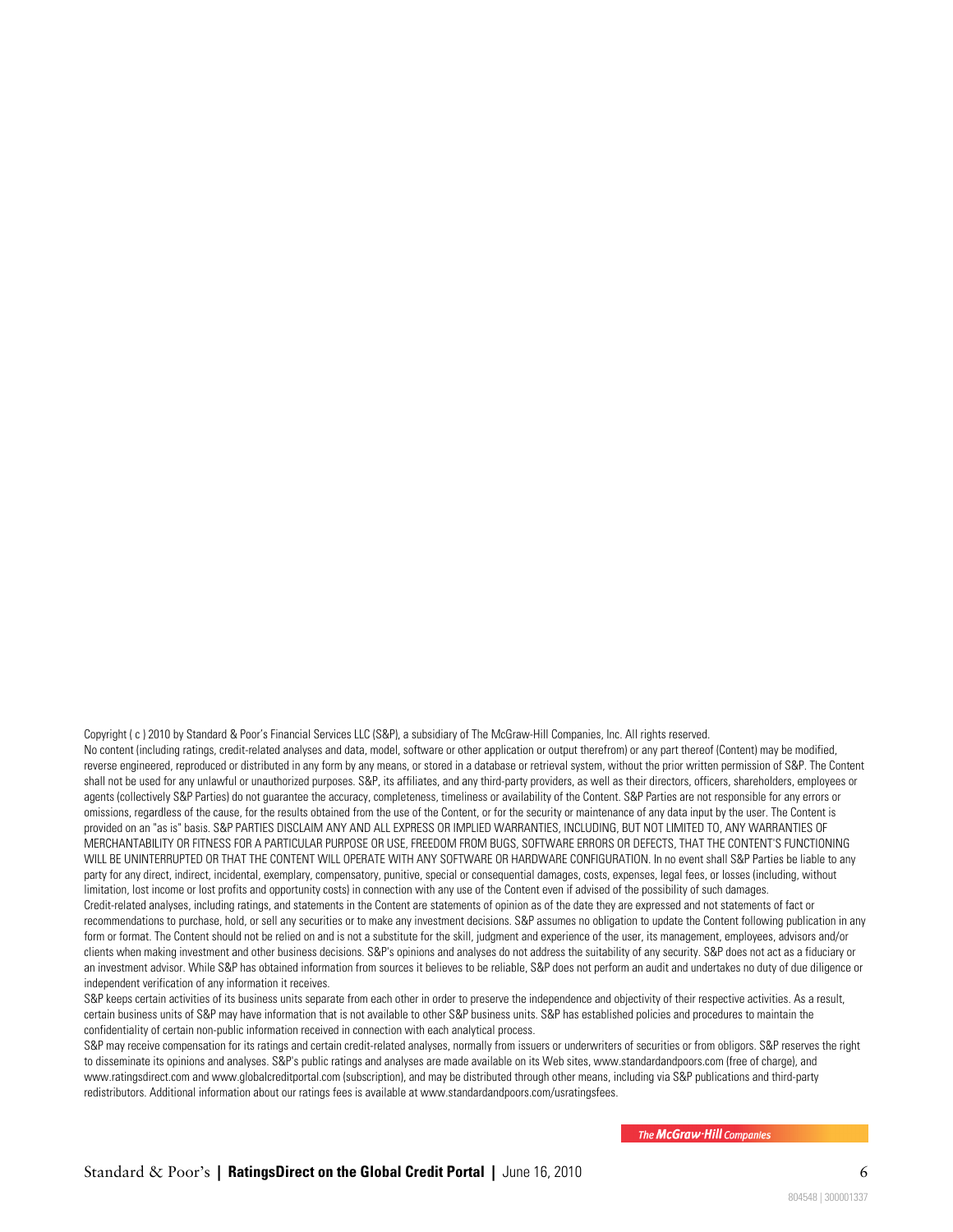Copyright ( c ) 2010 by Standard & Poor's Financial Services LLC (S&P), a subsidiary of The McGraw-Hill Companies, Inc. All rights reserved.

No content (including ratings, credit-related analyses and data, model, software or other application or output therefrom) or any part thereof (Content) may be modified, reverse engineered, reproduced or distributed in any form by any means, or stored in a database or retrieval system, without the prior written permission of S&P. The Content shall not be used for any unlawful or unauthorized purposes. S&P, its affiliates, and any third-party providers, as well as their directors, officers, shareholders, employees or agents (collectively S&P Parties) do not guarantee the accuracy, completeness, timeliness or availability of the Content. S&P Parties are not responsible for any errors or omissions, regardless of the cause, for the results obtained from the use of the Content, or for the security or maintenance of any data input by the user. The Content is provided on an "as is" basis. S&P PARTIES DISCLAIM ANY AND ALL EXPRESS OR IMPLIED WARRANTIES, INCLUDING, BUT NOT LIMITED TO, ANY WARRANTIES OF MERCHANTABILITY OR FITNESS FOR A PARTICULAR PURPOSE OR USE, FREEDOM FROM BUGS, SOFTWARE ERRORS OR DEFECTS, THAT THE CONTENT'S FUNCTIONING WILL BE UNINTERRUPTED OR THAT THE CONTENT WILL OPERATE WITH ANY SOFTWARE OR HARDWARE CONFIGURATION. In no event shall S&P Parties be liable to any party for any direct, indirect, incidental, exemplary, compensatory, punitive, special or consequential damages, costs, expenses, legal fees, or losses (including, without limitation, lost income or lost profits and opportunity costs) in connection with any use of the Content even if advised of the possibility of such damages.

Credit-related analyses, including ratings, and statements in the Content are statements of opinion as of the date they are expressed and not statements of fact or recommendations to purchase, hold, or sell any securities or to make any investment decisions. S&P assumes no obligation to update the Content following publication in any form or format. The Content should not be relied on and is not a substitute for the skill, judgment and experience of the user, its management, employees, advisors and/or clients when making investment and other business decisions. S&P's opinions and analyses do not address the suitability of any security. S&P does not act as a fiduciary or an investment advisor. While S&P has obtained information from sources it believes to be reliable, S&P does not perform an audit and undertakes no duty of due diligence or independent verification of any information it receives.

S&P keeps certain activities of its business units separate from each other in order to preserve the independence and objectivity of their respective activities. As a result, certain business units of S&P may have information that is not available to other S&P business units. S&P has established policies and procedures to maintain the confidentiality of certain non-public information received in connection with each analytical process.

S&P may receive compensation for its ratings and certain credit-related analyses, normally from issuers or underwriters of securities or from obligors. S&P reserves the right to disseminate its opinions and analyses. S&P's public ratings and analyses are made available on its Web sites, www.standardandpoors.com (free of charge), and www.ratingsdirect.com and www.globalcreditportal.com (subscription), and may be distributed through other means, including via S&P publications and third-party redistributors. Additional information about our ratings fees is available at www.standardandpoors.com/usratingsfees.

The McGraw-Hill Companies